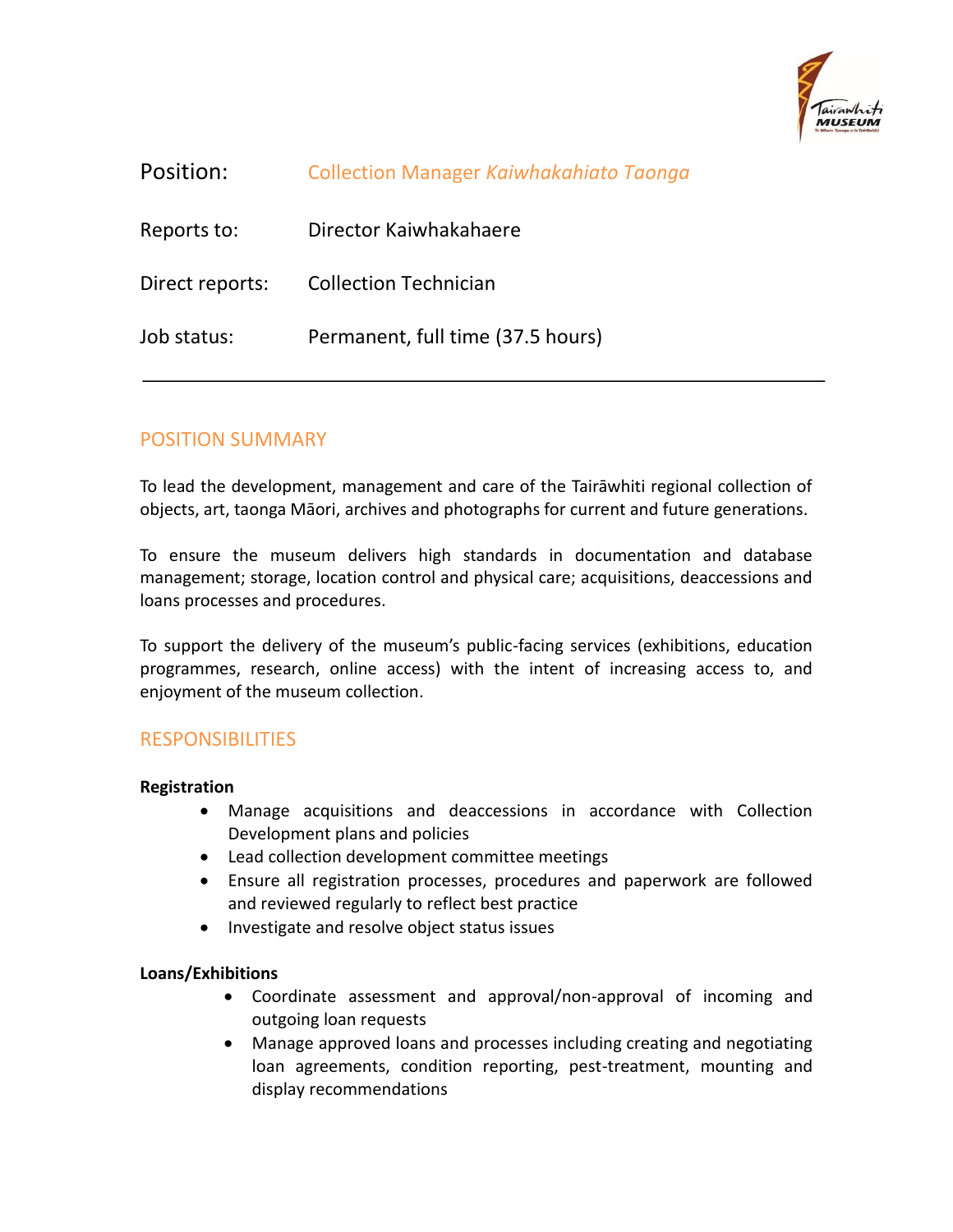| | |
|---|---|
| Position: | Collection Manager *Kaiwhakahiato Taonga* |
| Reports to: | Director Kaiwhakahaere |
| Direct reports: | Collection Technician |
| Job status: | Permanent, full time (37.5 hours) |

## POSITION SUMMARY

To lead the development, management and care of the Tairāwhiti regional collection of objects, art, taonga Māori, archives and photographs for current and future generations.

To ensure the museum delivers high standards in documentation and database management; storage, location control and physical care; acquisitions, deaccessions and loans processes and procedures.

To support the delivery of the museum's public-facing services (exhibitions, education programmes, research, online access) with the intent of increasing access to, and enjoyment of the museum collection.

## RESPONSIBILITIES

**Registration**

- Manage acquisitions and deaccessions in accordance with Collection Development plans and policies
- Lead collection development committee meetings
- Ensure all registration processes, procedures and paperwork are followed and reviewed regularly to reflect best practice
- Investigate and resolve object status issues

**Loans/Exhibitions**

- Coordinate assessment and approval/non-approval of incoming and outgoing loan requests
- Manage approved loans and processes including creating and negotiating loan agreements, condition reporting, pest-treatment, mounting and display recommendations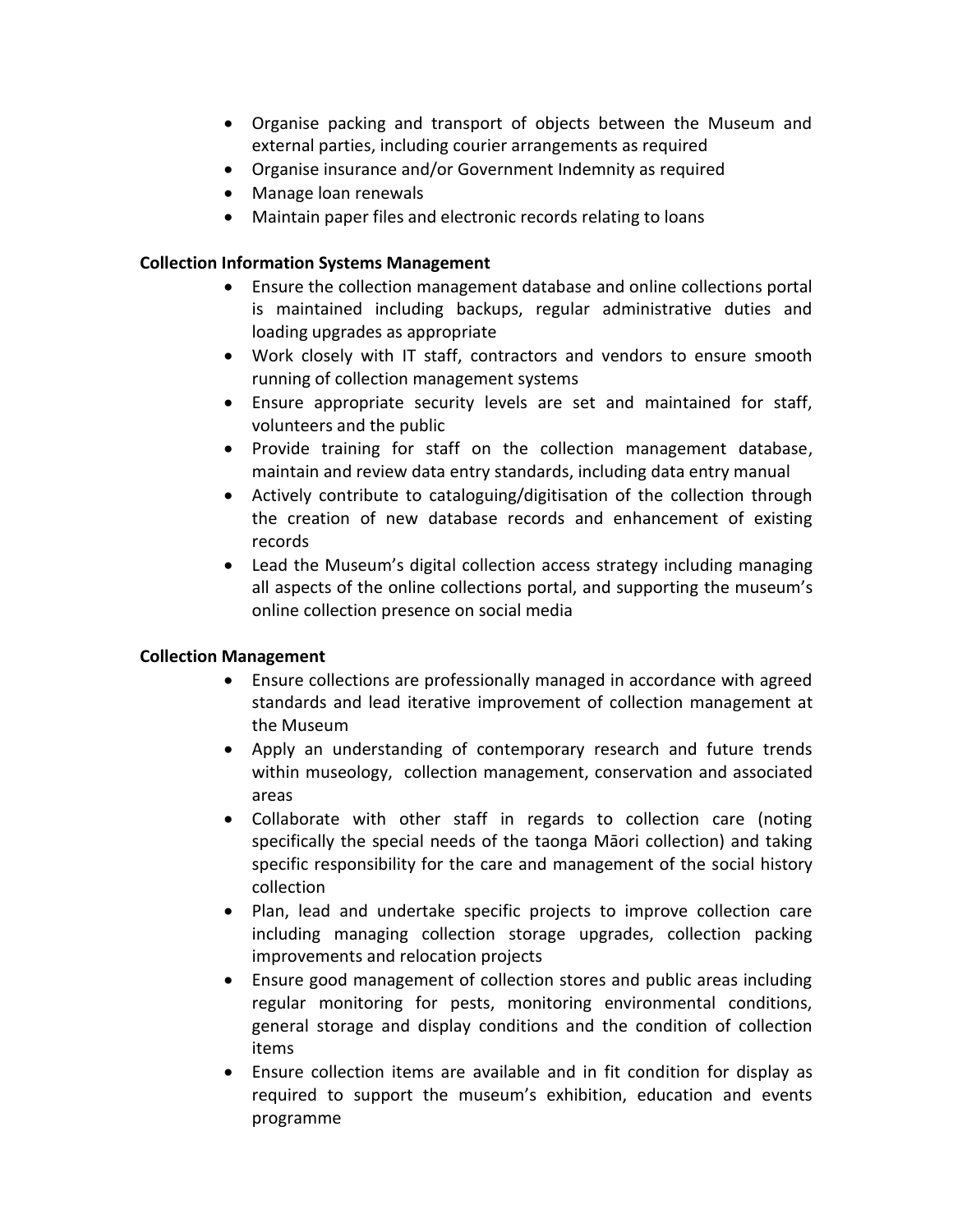- Organise packing and transport of objects between the Museum and external parties, including courier arrangements as required
- Organise insurance and/or Government Indemnity as required
- Manage loan renewals
- Maintain paper files and electronic records relating to loans

**Collection Information Systems Management**

- Ensure the collection management database and online collections portal is maintained including backups, regular administrative duties and loading upgrades as appropriate
- Work closely with IT staff, contractors and vendors to ensure smooth running of collection management systems
- Ensure appropriate security levels are set and maintained for staff, volunteers and the public
- Provide training for staff on the collection management database, maintain and review data entry standards, including data entry manual
- Actively contribute to cataloguing/digitisation of the collection through the creation of new database records and enhancement of existing records
- Lead the Museum's digital collection access strategy including managing all aspects of the online collections portal, and supporting the museum's online collection presence on social media

**Collection Management**

- Ensure collections are professionally managed in accordance with agreed standards and lead iterative improvement of collection management at the Museum
- Apply an understanding of contemporary research and future trends within museology, collection management, conservation and associated areas
- Collaborate with other staff in regards to collection care (noting specifically the special needs of the taonga Māori collection) and taking specific responsibility for the care and management of the social history collection
- Plan, lead and undertake specific projects to improve collection care including managing collection storage upgrades, collection packing improvements and relocation projects
- Ensure good management of collection stores and public areas including regular monitoring for pests, monitoring environmental conditions, general storage and display conditions and the condition of collection items
- Ensure collection items are available and in fit condition for display as required to support the museum's exhibition, education and events programme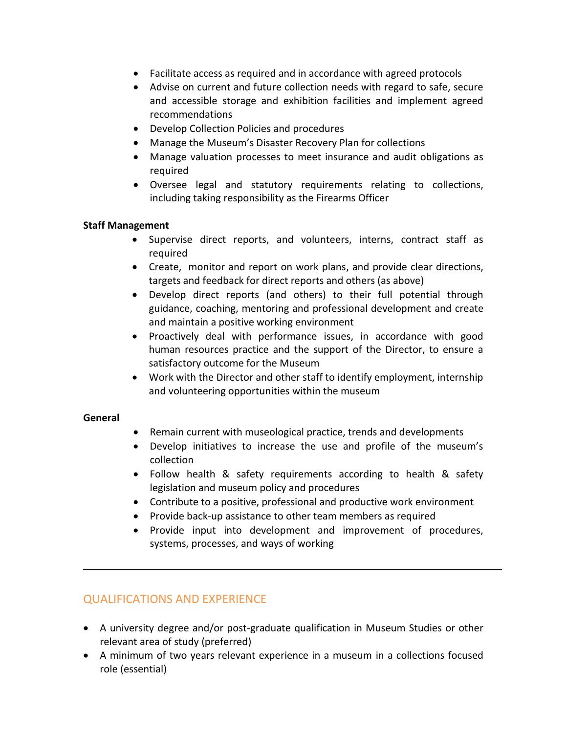- Facilitate access as required and in accordance with agreed protocols
- Advise on current and future collection needs with regard to safe, secure and accessible storage and exhibition facilities and implement agreed recommendations
- Develop Collection Policies and procedures
- Manage the Museum's Disaster Recovery Plan for collections
- Manage valuation processes to meet insurance and audit obligations as required
- Oversee legal and statutory requirements relating to collections, including taking responsibility as the Firearms Officer

**Staff Management**

- Supervise direct reports, and volunteers, interns, contract staff as required
- Create, monitor and report on work plans, and provide clear directions, targets and feedback for direct reports and others (as above)
- Develop direct reports (and others) to their full potential through guidance, coaching, mentoring and professional development and create and maintain a positive working environment
- Proactively deal with performance issues, in accordance with good human resources practice and the support of the Director, to ensure a satisfactory outcome for the Museum
- Work with the Director and other staff to identify employment, internship and volunteering opportunities within the museum

**General**

- Remain current with museological practice, trends and developments
- Develop initiatives to increase the use and profile of the museum's collection
- Follow health & safety requirements according to health & safety legislation and museum policy and procedures
- Contribute to a positive, professional and productive work environment
- Provide back-up assistance to other team members as required
- Provide input into development and improvement of procedures, systems, processes, and ways of working

---

## QUALIFICATIONS AND EXPERIENCE

- A university degree and/or post-graduate qualification in Museum Studies or other relevant area of study (preferred)
- A minimum of two years relevant experience in a museum in a collections focused role (essential)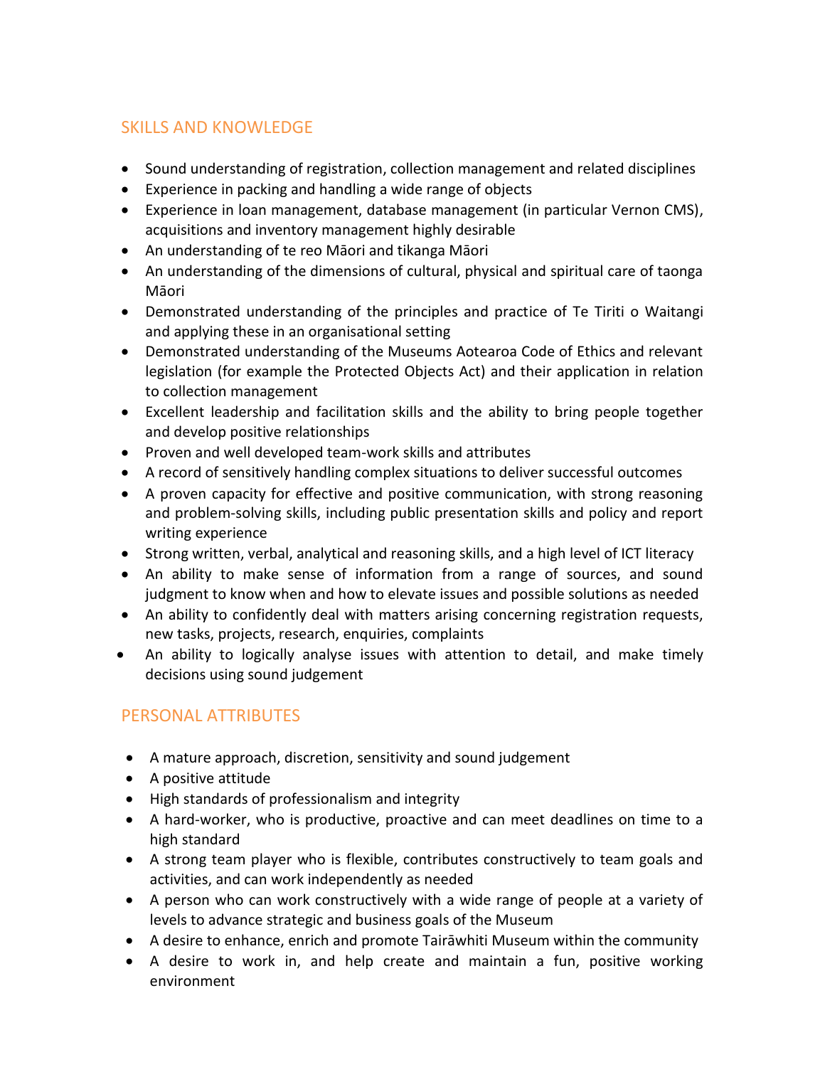## SKILLS AND KNOWLEDGE

- Sound understanding of registration, collection management and related disciplines
- Experience in packing and handling a wide range of objects
- Experience in loan management, database management (in particular Vernon CMS), acquisitions and inventory management highly desirable
- An understanding of te reo Māori and tikanga Māori
- An understanding of the dimensions of cultural, physical and spiritual care of taonga Māori
- Demonstrated understanding of the principles and practice of Te Tiriti o Waitangi and applying these in an organisational setting
- Demonstrated understanding of the Museums Aotearoa Code of Ethics and relevant legislation (for example the Protected Objects Act) and their application in relation to collection management
- Excellent leadership and facilitation skills and the ability to bring people together and develop positive relationships
- Proven and well developed team-work skills and attributes
- A record of sensitively handling complex situations to deliver successful outcomes
- A proven capacity for effective and positive communication, with strong reasoning and problem-solving skills, including public presentation skills and policy and report writing experience
- Strong written, verbal, analytical and reasoning skills, and a high level of ICT literacy
- An ability to make sense of information from a range of sources, and sound judgment to know when and how to elevate issues and possible solutions as needed
- An ability to confidently deal with matters arising concerning registration requests, new tasks, projects, research, enquiries, complaints
- An ability to logically analyse issues with attention to detail, and make timely decisions using sound judgement

## PERSONAL ATTRIBUTES

- A mature approach, discretion, sensitivity and sound judgement
- A positive attitude
- High standards of professionalism and integrity
- A hard-worker, who is productive, proactive and can meet deadlines on time to a high standard
- A strong team player who is flexible, contributes constructively to team goals and activities, and can work independently as needed
- A person who can work constructively with a wide range of people at a variety of levels to advance strategic and business goals of the Museum
- A desire to enhance, enrich and promote Tairāwhiti Museum within the community
- A desire to work in, and help create and maintain a fun, positive working environment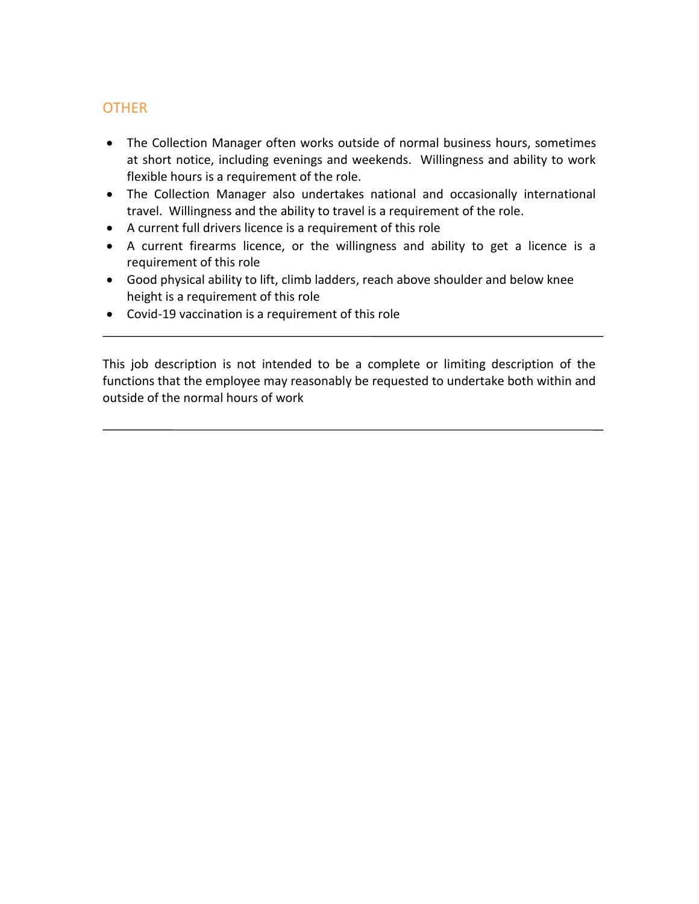## OTHER

- The Collection Manager often works outside of normal business hours, sometimes at short notice, including evenings and weekends. Willingness and ability to work flexible hours is a requirement of the role.
- The Collection Manager also undertakes national and occasionally international travel. Willingness and the ability to travel is a requirement of the role.
- A current full drivers licence is a requirement of this role
- A current firearms licence, or the willingness and ability to get a licence is a requirement of this role
- Good physical ability to lift, climb ladders, reach above shoulder and below knee height is a requirement of this role
- Covid-19 vaccination is a requirement of this role

---

This job description is not intended to be a complete or limiting description of the functions that the employee may reasonably be requested to undertake both within and outside of the normal hours of work

---